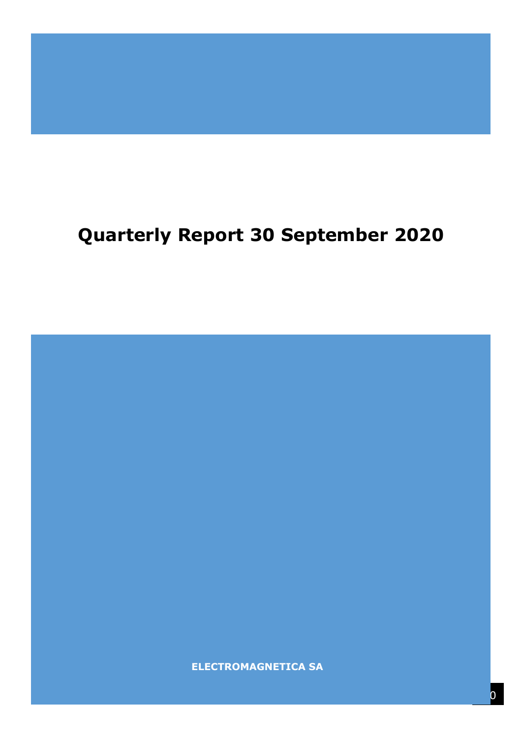# Quarterly Report 30 September 2020

**ELECTROMAGNETICA SA**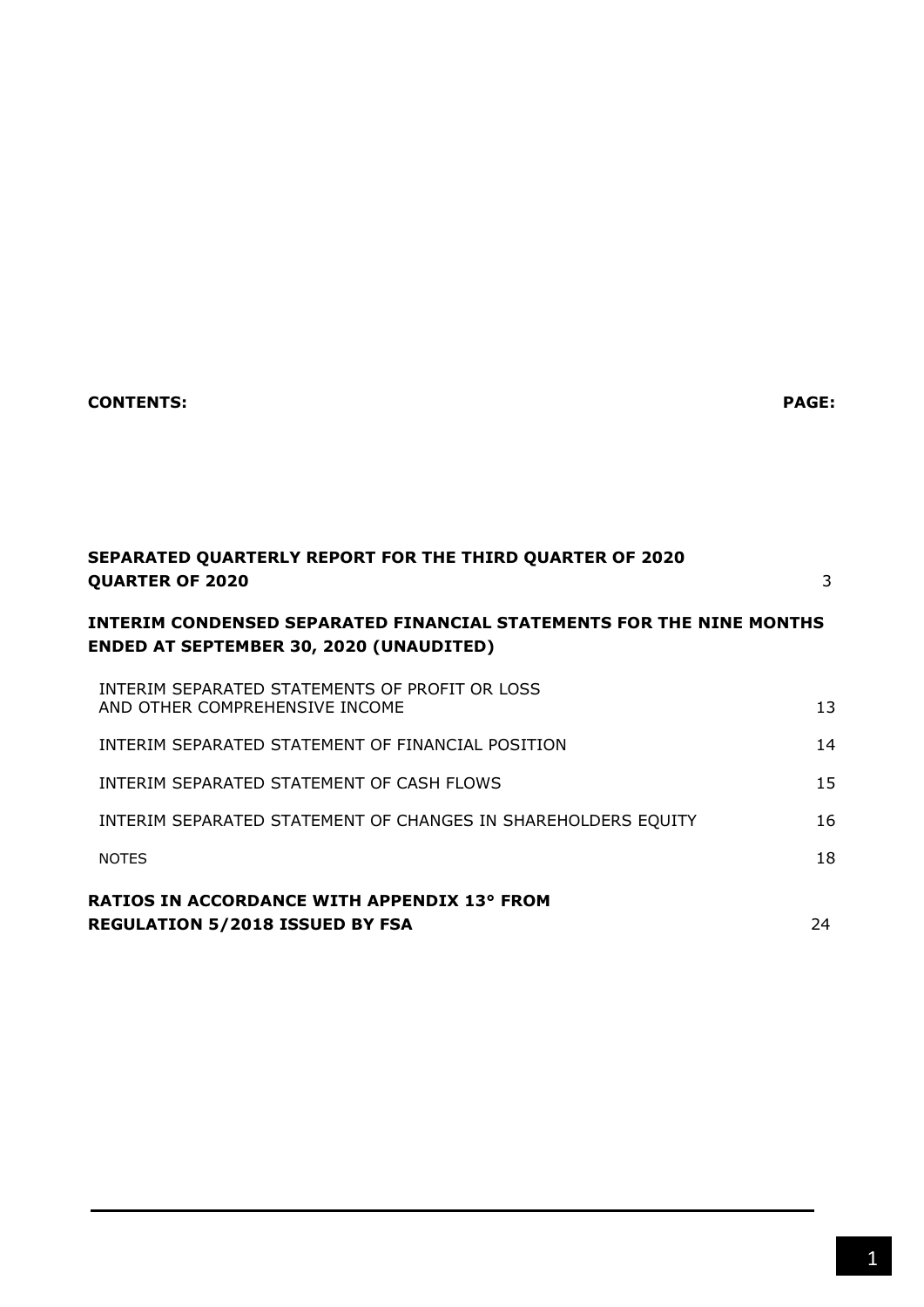| **CONTENTS:** | **PAGE:** |
|---|---|
| **SEPARATED QUARTERLY REPORT FOR THE THIRD QUARTER OF 2020 QUARTER OF 2020** | 3 |
| **INTERIM CONDENSED SEPARATED FINANCIAL STATEMENTS FOR THE NINE MONTHS ENDED AT SEPTEMBER 30, 2020 (UNAUDITED)** | |
| INTERIM SEPARATED STATEMENTS OF PROFIT OR LOSS AND OTHER COMPREHENSIVE INCOME | 13 |
| INTERIM SEPARATED STATEMENT OF FINANCIAL POSITION | 14 |
| INTERIM SEPARATED STATEMENT OF CASH FLOWS | 15 |
| INTERIM SEPARATED STATEMENT OF CHANGES IN SHAREHOLDERS EQUITY | 16 |
| NOTES | 18 |
| **RATIOS IN ACCORDANCE WITH APPENDIX 13° FROM REGULATION 5/2018 ISSUED BY FSA** | 24 |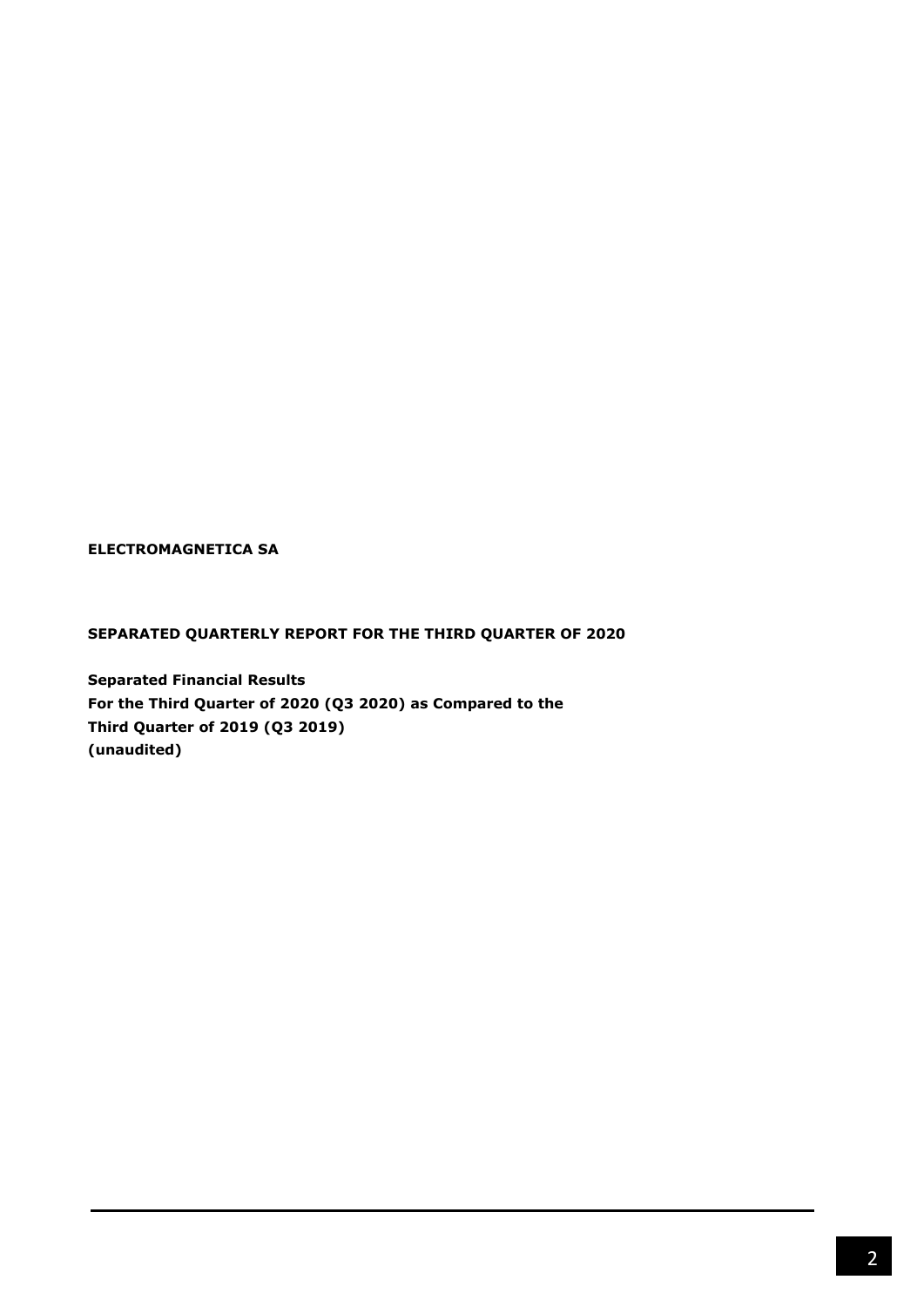**ELECTROMAGNETICA SA**

**SEPARATED QUARTERLY REPORT FOR THE THIRD QUARTER OF 2020**

**Separated Financial Results**
**For the Third Quarter of 2020 (Q3 2020) as Compared to the**
**Third Quarter of 2019 (Q3 2019)**
**(unaudited)**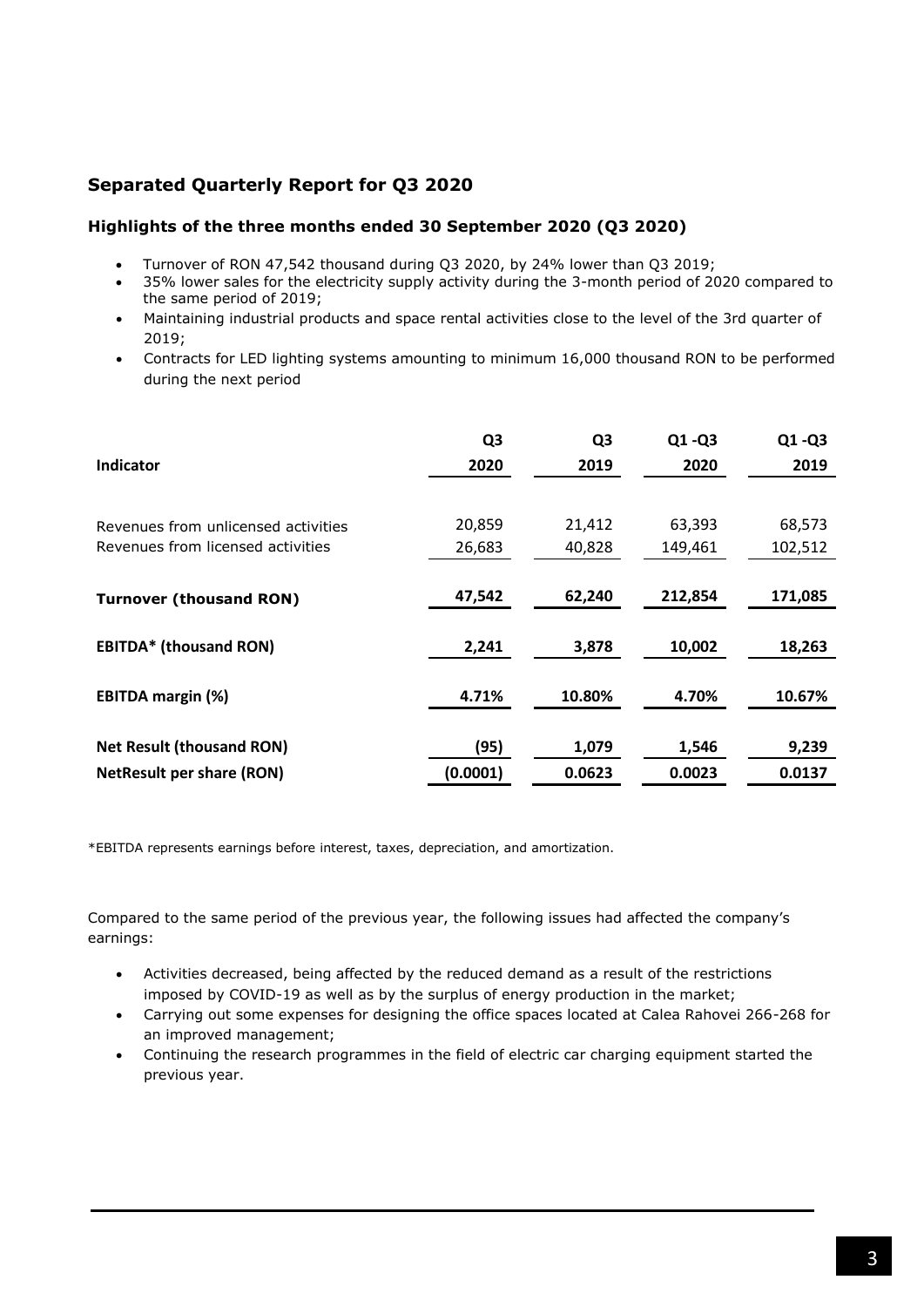## Separated Quarterly Report for Q3 2020

### Highlights of the three months ended 30 September 2020 (Q3 2020)

- Turnover of RON 47,542 thousand during Q3 2020, by 24% lower than Q3 2019;
- 35% lower sales for the electricity supply activity during the 3-month period of 2020 compared to the same period of 2019;
- Maintaining industrial products and space rental activities close to the level of the 3rd quarter of 2019;
- Contracts for LED lighting systems amounting to minimum 16,000 thousand RON to be performed during the next period

| Indicator | Q3 2020 | Q3 2019 | Q1 -Q3 2020 | Q1 -Q3 2019 |
|---|---|---|---|---|
| Revenues from unlicensed activities | 20,859 | 21,412 | 63,393 | 68,573 |
| Revenues from licensed activities | 26,683 | 40,828 | 149,461 | 102,512 |
| **Turnover (thousand RON)** | **47,542** | **62,240** | **212,854** | **171,085** |
| **EBITDA* (thousand RON)** | **2,241** | **3,878** | **10,002** | **18,263** |
| **EBITDA margin (%)** | **4.71%** | **10.80%** | **4.70%** | **10.67%** |
| **Net Result (thousand RON)** | **(95)** | **1,079** | **1,546** | **9,239** |
| **NetResult per share (RON)** | **(0.0001)** | **0.0623** | **0.0023** | **0.0137** |

*EBITDA represents earnings before interest, taxes, depreciation, and amortization.

Compared to the same period of the previous year, the following issues had affected the company's earnings:

- Activities decreased, being affected by the reduced demand as a result of the restrictions imposed by COVID-19 as well as by the surplus of energy production in the market;
- Carrying out some expenses for designing the office spaces located at Calea Rahovei 266-268 for an improved management;
- Continuing the research programmes in the field of electric car charging equipment started the previous year.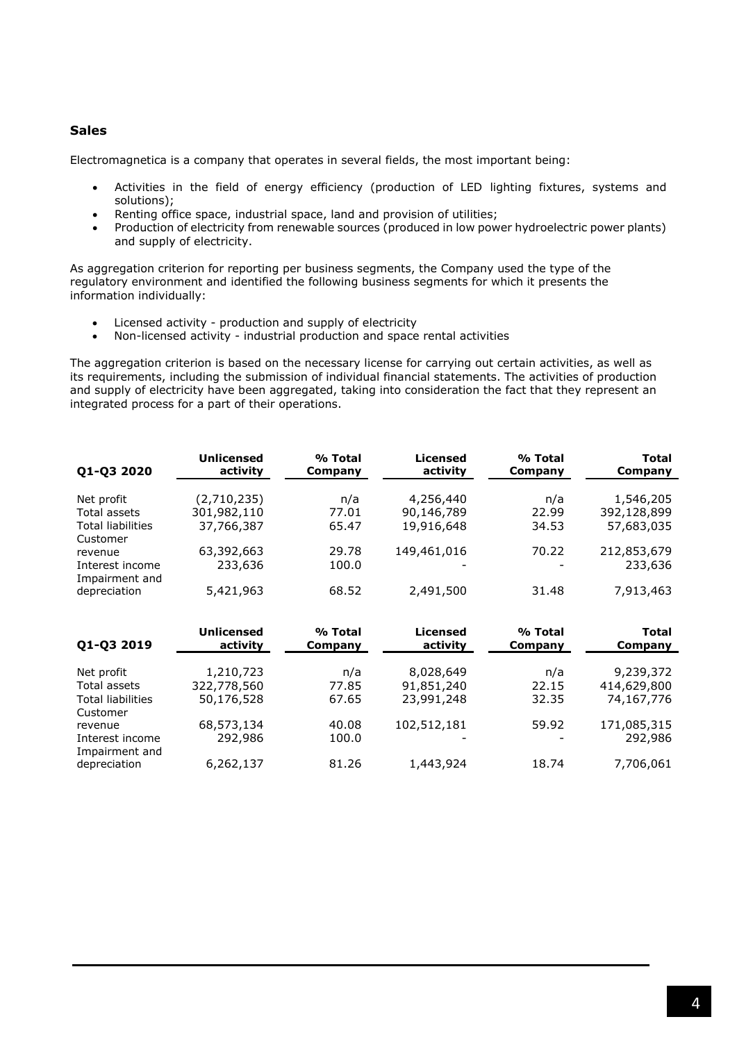## Sales

Electromagnetica is a company that operates in several fields, the most important being:

- Activities in the field of energy efficiency (production of LED lighting fixtures, systems and solutions);
- Renting office space, industrial space, land and provision of utilities;
- Production of electricity from renewable sources (produced in low power hydroelectric power plants) and supply of electricity.

As aggregation criterion for reporting per business segments, the Company used the type of the regulatory environment and identified the following business segments for which it presents the information individually:

- Licensed activity - production and supply of electricity
- Non-licensed activity - industrial production and space rental activities

The aggregation criterion is based on the necessary license for carrying out certain activities, as well as its requirements, including the submission of individual financial statements. The activities of production and supply of electricity have been aggregated, taking into consideration the fact that they represent an integrated process for a part of their operations.

| Q1-Q3 2020 | Unlicensed activity | % Total Company | Licensed activity | % Total Company | Total Company |
|---|---|---|---|---|---|
| Net profit | (2,710,235) | n/a | 4,256,440 | n/a | 1,546,205 |
| Total assets | 301,982,110 | 77.01 | 90,146,789 | 22.99 | 392,128,899 |
| Total liabilities | 37,766,387 | 65.47 | 19,916,648 | 34.53 | 57,683,035 |
| Customer revenue | 63,392,663 | 29.78 | 149,461,016 | 70.22 | 212,853,679 |
| Interest income | 233,636 | 100.0 | - | - | 233,636 |
| Impairment and depreciation | 5,421,963 | 68.52 | 2,491,500 | 31.48 | 7,913,463 |

| Q1-Q3 2019 | Unlicensed activity | % Total Company | Licensed activity | % Total Company | Total Company |
|---|---|---|---|---|---|
| Net profit | 1,210,723 | n/a | 8,028,649 | n/a | 9,239,372 |
| Total assets | 322,778,560 | 77.85 | 91,851,240 | 22.15 | 414,629,800 |
| Total liabilities | 50,176,528 | 67.65 | 23,991,248 | 32.35 | 74,167,776 |
| Customer revenue | 68,573,134 | 40.08 | 102,512,181 | 59.92 | 171,085,315 |
| Interest income | 292,986 | 100.0 | - | - | 292,986 |
| Impairment and depreciation | 6,262,137 | 81.26 | 1,443,924 | 18.74 | 7,706,061 |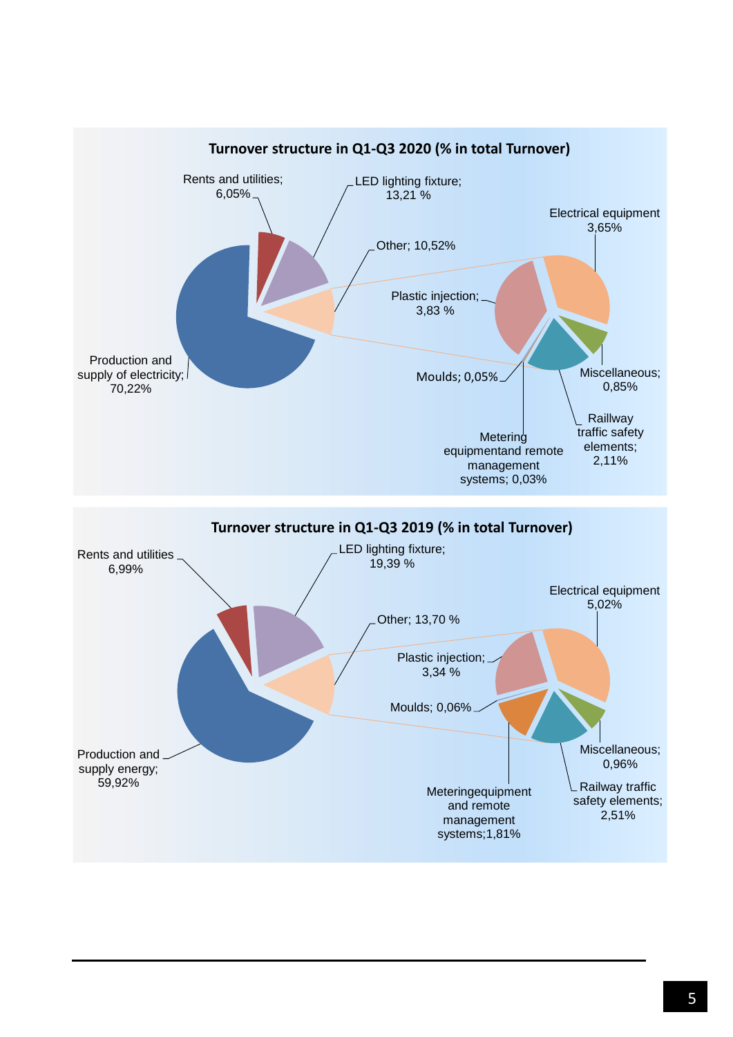**Turnover structure in Q1-Q3 2020 (% in total Turnover)**

- Rents and utilities; 6,05%
- LED lighting fixture; 13,21 %
- Other; 10,52%
- Electrical equipment 3,65%
- Plastic injection; 3,83 %
- Moulds; 0,05%
- Miscellaneous; 0,85%
- Raillway traffic safety elements; 2,11%
- Metering equipmentand remote management systems; 0,03%
- Production and supply of electricity; 70,22%

**Turnover structure in Q1-Q3 2019 (% in total Turnover)**

- Rents and utilities 6,99%
- LED lighting fixture; 19,39 %
- Other; 13,70 %
- Electrical equipment 5,02%
- Plastic injection; 3,34 %
- Moulds; 0,06%
- Miscellaneous; 0,96%
- Railway traffic safety elements; 2,51%
- Meteringequipment and remote management systems;1,81%
- Production and supply energy; 59,92%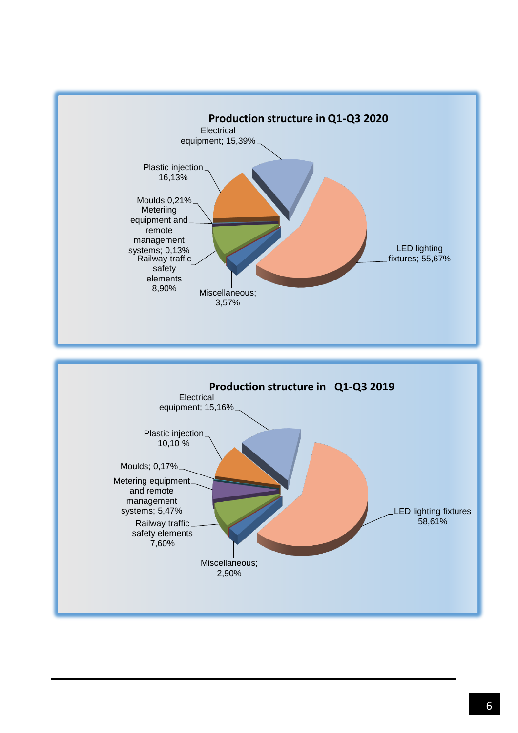**Production structure in Q1-Q3 2020**

Electrical equipment; 15,39%

Plastic injection 16,13%

Moulds 0,21%

Meteriing equipment and remote management systems; 0,13%

Railway traffic safety elements 8,90%

Miscellaneous; 3,57%

LED lighting fixtures; 55,67%

**Production structure in Q1-Q3 2019**

Electrical equipment; 15,16%

Plastic injection 10,10 %

Moulds; 0,17%

Metering equipment and remote management systems; 5,47%

Railway traffic safety elements 7,60%

Miscellaneous; 2,90%

LED lighting fixtures 58,61%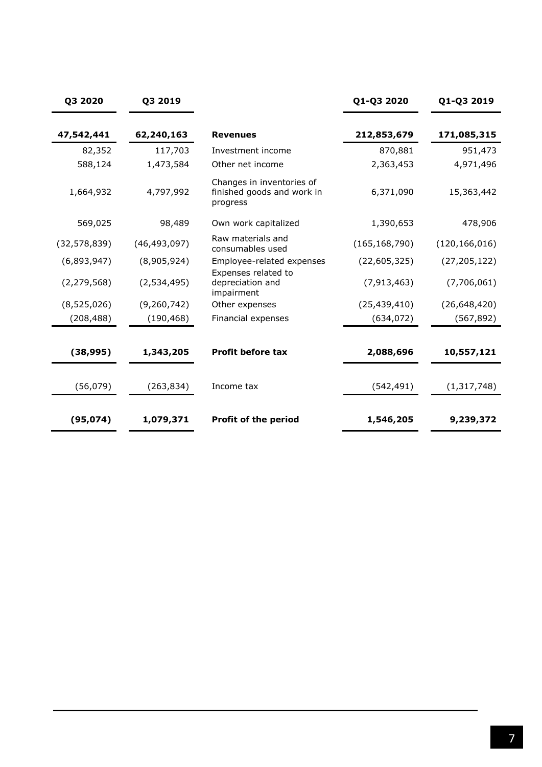| Q3 2020 | Q3 2019 | | Q1-Q3 2020 | Q1-Q3 2019 |
|---|---|---|---|---|
| **47,542,441** | **62,240,163** | **Revenues** | **212,853,679** | **171,085,315** |
| 82,352 | 117,703 | Investment income | 870,881 | 951,473 |
| 588,124 | 1,473,584 | Other net income | 2,363,453 | 4,971,496 |
| 1,664,932 | 4,797,992 | Changes in inventories of finished goods and work in progress | 6,371,090 | 15,363,442 |
| 569,025 | 98,489 | Own work capitalized | 1,390,653 | 478,906 |
| (32,578,839) | (46,493,097) | Raw materials and consumables used | (165,168,790) | (120,166,016) |
| (6,893,947) | (8,905,924) | Employee-related expenses | (22,605,325) | (27,205,122) |
| (2,279,568) | (2,534,495) | Expenses related to depreciation and impairment | (7,913,463) | (7,706,061) |
| (8,525,026) | (9,260,742) | Other expenses | (25,439,410) | (26,648,420) |
| (208,488) | (190,468) | Financial expenses | (634,072) | (567,892) |
| **(38,995)** | **1,343,205** | **Profit before tax** | **2,088,696** | **10,557,121** |
| (56,079) | (263,834) | Income tax | (542,491) | (1,317,748) |
| **(95,074)** | **1,079,371** | **Profit of the period** | **1,546,205** | **9,239,372** |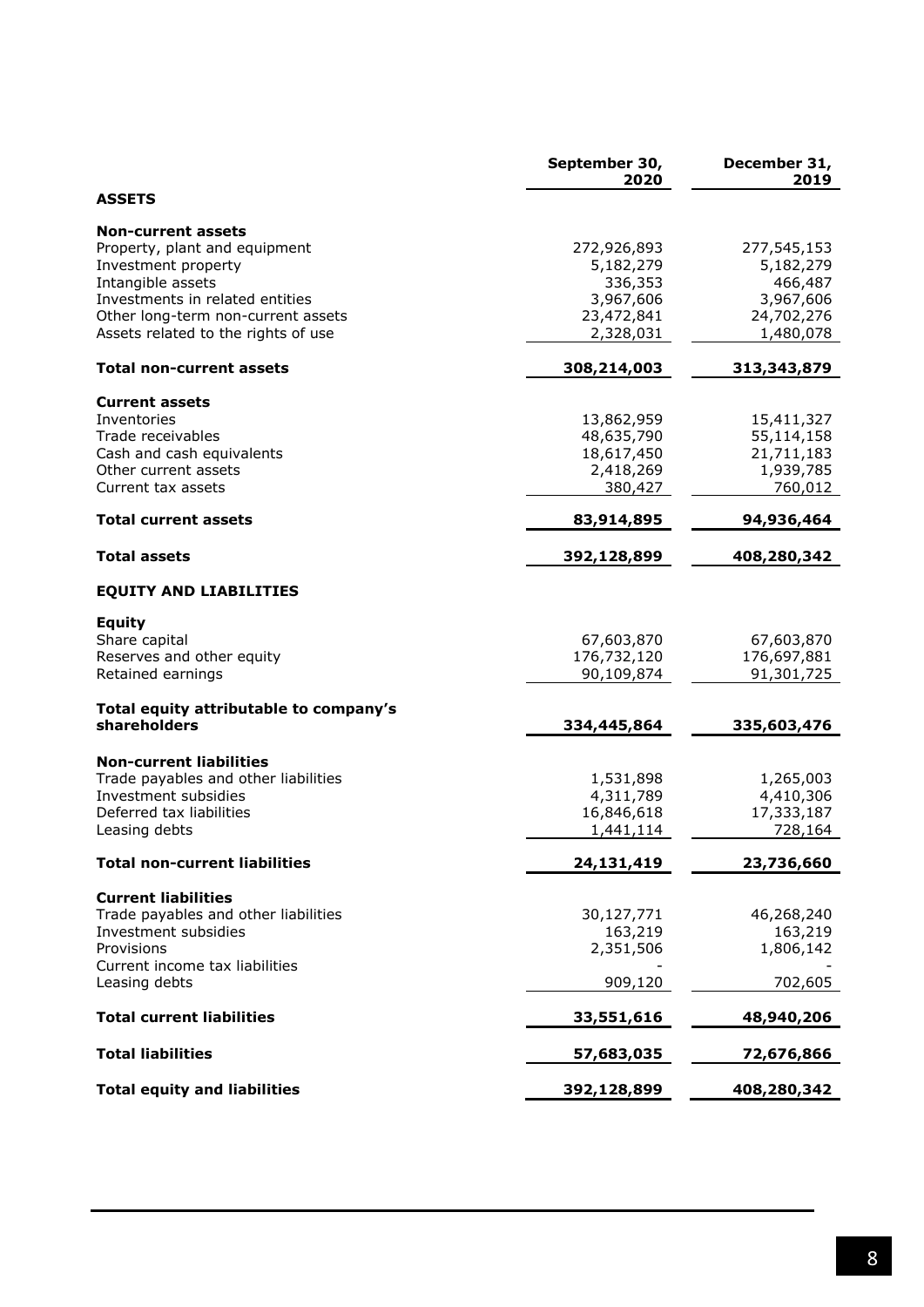| | September 30, 2020 | December 31, 2019 |
|---|---|---|
| **ASSETS** | | |
| **Non-current assets** | | |
| Property, plant and equipment | 272,926,893 | 277,545,153 |
| Investment property | 5,182,279 | 5,182,279 |
| Intangible assets | 336,353 | 466,487 |
| Investments in related entities | 3,967,606 | 3,967,606 |
| Other long-term non-current assets | 23,472,841 | 24,702,276 |
| Assets related to the rights of use | 2,328,031 | 1,480,078 |
| **Total non-current assets** | **308,214,003** | **313,343,879** |
| **Current assets** | | |
| Inventories | 13,862,959 | 15,411,327 |
| Trade receivables | 48,635,790 | 55,114,158 |
| Cash and cash equivalents | 18,617,450 | 21,711,183 |
| Other current assets | 2,418,269 | 1,939,785 |
| Current tax assets | 380,427 | 760,012 |
| **Total current assets** | **83,914,895** | **94,936,464** |
| **Total assets** | **392,128,899** | **408,280,342** |
| **EQUITY AND LIABILITIES** | | |
| **Equity** | | |
| Share capital | 67,603,870 | 67,603,870 |
| Reserves and other equity | 176,732,120 | 176,697,881 |
| Retained earnings | 90,109,874 | 91,301,725 |
| **Total equity attributable to company's shareholders** | **334,445,864** | **335,603,476** |
| **Non-current liabilities** | | |
| Trade payables and other liabilities | 1,531,898 | 1,265,003 |
| Investment subsidies | 4,311,789 | 4,410,306 |
| Deferred tax liabilities | 16,846,618 | 17,333,187 |
| Leasing debts | 1,441,114 | 728,164 |
| **Total non-current liabilities** | **24,131,419** | **23,736,660** |
| **Current liabilities** | | |
| Trade payables and other liabilities | 30,127,771 | 46,268,240 |
| Investment subsidies | 163,219 | 163,219 |
| Provisions | 2,351,506 | 1,806,142 |
| Current income tax liabilities | - | - |
| Leasing debts | 909,120 | 702,605 |
| **Total current liabilities** | **33,551,616** | **48,940,206** |
| **Total liabilities** | **57,683,035** | **72,676,866** |
| **Total equity and liabilities** | **392,128,899** | **408,280,342** |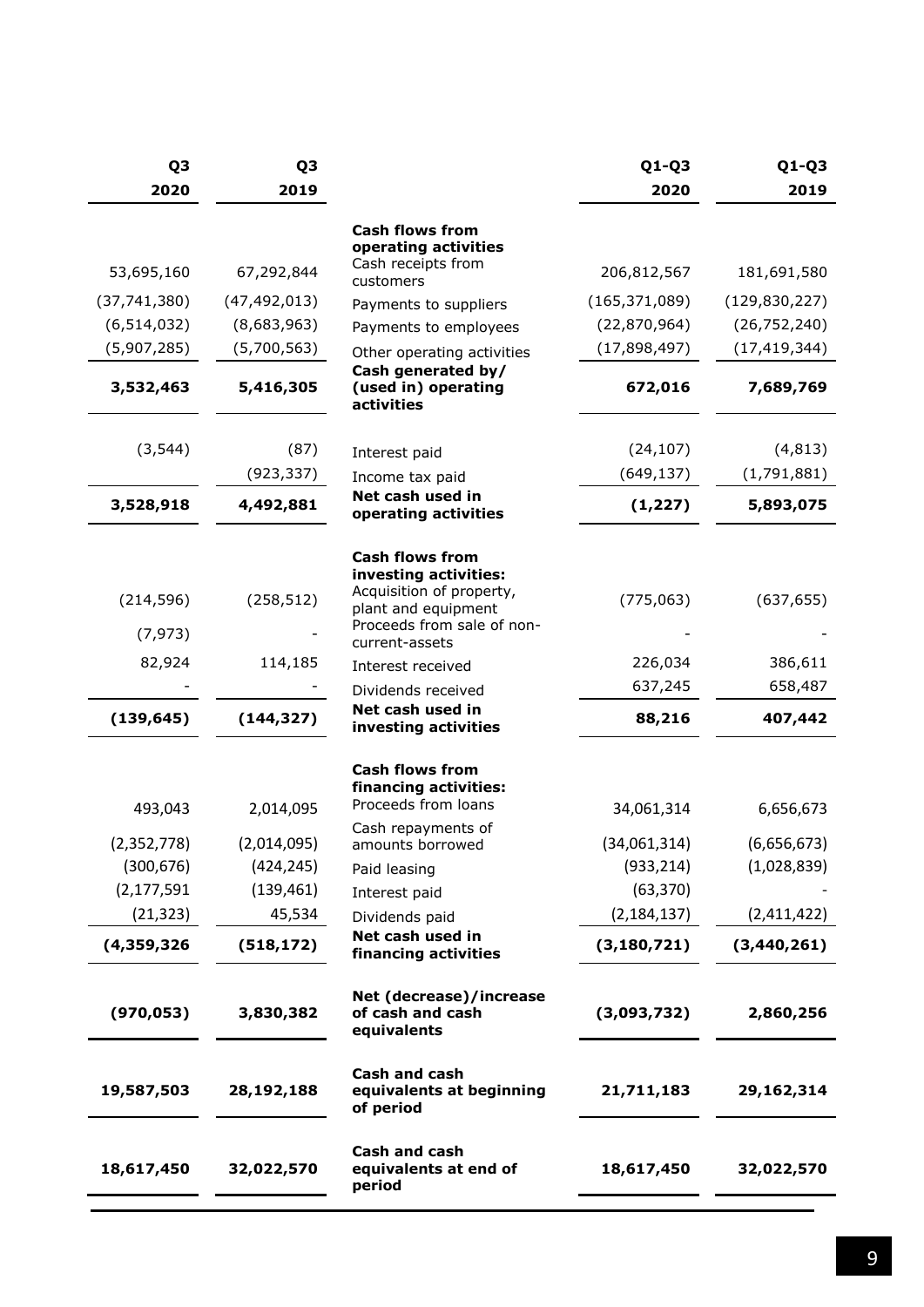| Q3 2020 | Q3 2019 | | Q1-Q3 2020 | Q1-Q3 2019 |
|---|---|---|---|---|
| | | **Cash flows from operating activities** | | |
| 53,695,160 | 67,292,844 | Cash receipts from customers | 206,812,567 | 181,691,580 |
| (37,741,380) | (47,492,013) | Payments to suppliers | (165,371,089) | (129,830,227) |
| (6,514,032) | (8,683,963) | Payments to employees | (22,870,964) | (26,752,240) |
| (5,907,285) | (5,700,563) | Other operating activities | (17,898,497) | (17,419,344) |
| **3,532,463** | **5,416,305** | **Cash generated by/ (used in) operating activities** | **672,016** | **7,689,769** |
| (3,544) | (87) | Interest paid | (24,107) | (4,813) |
| | (923,337) | Income tax paid | (649,137) | (1,791,881) |
| **3,528,918** | **4,492,881** | **Net cash used in operating activities** | **(1,227)** | **5,893,075** |
| | | **Cash flows from investing activities:** | | |
| (214,596) | (258,512) | Acquisition of property, plant and equipment | (775,063) | (637,655) |
| (7,973) | - | Proceeds from sale of non-current-assets | - | - |
| 82,924 | 114,185 | Interest received | 226,034 | 386,611 |
| - | - | Dividends received | 637,245 | 658,487 |
| **(139,645)** | **(144,327)** | **Net cash used in investing activities** | **88,216** | **407,442** |
| | | **Cash flows from financing activities:** | | |
| 493,043 | 2,014,095 | Proceeds from loans | 34,061,314 | 6,656,673 |
| (2,352,778) | (2,014,095) | Cash repayments of amounts borrowed | (34,061,314) | (6,656,673) |
| (300,676) | (424,245) | Paid leasing | (933,214) | (1,028,839) |
| (2,177,591 | (139,461) | Interest paid | (63,370) | - |
| (21,323) | 45,534 | Dividends paid | (2,184,137) | (2,411,422) |
| **(4,359,326** | **(518,172)** | **Net cash used in financing activities** | **(3,180,721)** | **(3,440,261)** |
| **(970,053)** | **3,830,382** | **Net (decrease)/increase of cash and cash equivalents** | **(3,093,732)** | **2,860,256** |
| **19,587,503** | **28,192,188** | **Cash and cash equivalents at beginning of period** | **21,711,183** | **29,162,314** |
| **18,617,450** | **32,022,570** | **Cash and cash equivalents at end of period** | **18,617,450** | **32,022,570** |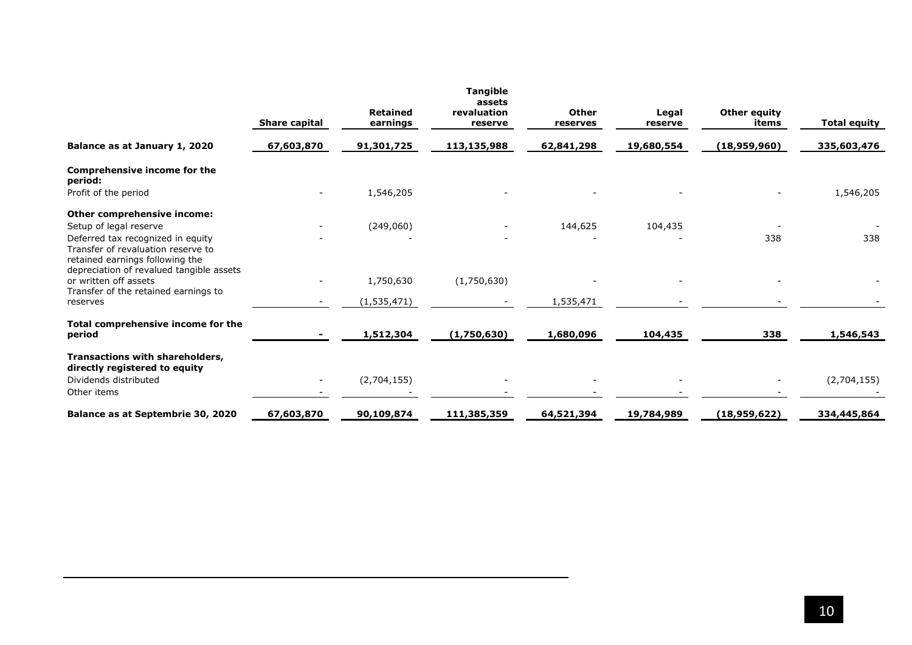| | Share capital | Retained earnings | Tangible assets revaluation reserve | Other reserves | Legal reserve | Other equity items | Total equity |
|---|---|---|---|---|---|---|---|
| **Balance as at January 1, 2020** | **67,603,870** | **91,301,725** | **113,135,988** | **62,841,298** | **19,680,554** | **(18,959,960)** | **335,603,476** |
| **Comprehensive income for the period:** | | | | | | | |
| Profit of the period | - | 1,546,205 | - | - | - | - | 1,546,205 |
| **Other comprehensive income:** | | | | | | | |
| Setup of legal reserve | - | (249,060) | - | 144,625 | 104,435 | - | - |
| Deferred tax recognized in equity | - | - | - | - | - | 338 | 338 |
| Transfer of revaluation reserve to retained earnings following the depreciation of revalued tangible assets or written off assets | - | 1,750,630 | (1,750,630) | - | - | - | - |
| Transfer of the retained earnings to reserves | - | (1,535,471) | - | 1,535,471 | - | - | - |
| **Total comprehensive income for the period** | **-** | **1,512,304** | **(1,750,630)** | **1,680,096** | **104,435** | **338** | **1,546,543** |
| **Transactions with shareholders, directly registered to equity** | | | | | | | |
| Dividends distributed | - | (2,704,155) | - | - | - | - | (2,704,155) |
| Other items | - | - | - | - | - | - | - |
| **Balance as at Septembrie 30, 2020** | **67,603,870** | **90,109,874** | **111,385,359** | **64,521,394** | **19,784,989** | **(18,959,622)** | **334,445,864** |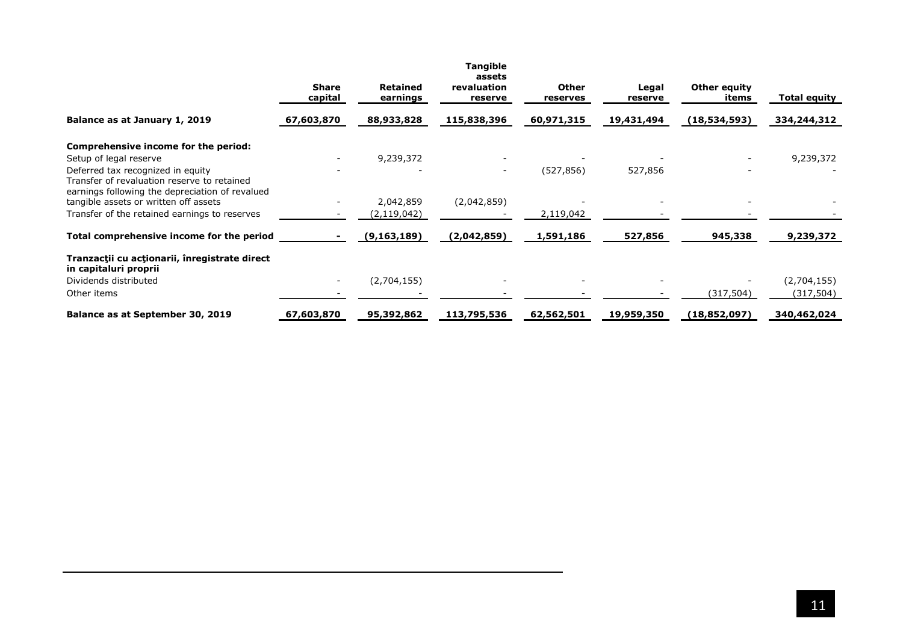|  | Share capital | Retained earnings | Tangible assets revaluation reserve | Other reserves | Legal reserve | Other equity items | Total equity |
|---|---|---|---|---|---|---|---|
| **Balance as at January 1, 2019** | **67,603,870** | **88,933,828** | **115,838,396** | **60,971,315** | **19,431,494** | **(18,534,593)** | **334,244,312** |
| **Comprehensive income for the period:** | | | | | | | |
| Setup of legal reserve | - | 9,239,372 | - | - | - | - | 9,239,372 |
| Deferred tax recognized in equity | - | - | - | (527,856) | 527,856 | - | - |
| Transfer of revaluation reserve to retained earnings following the depreciation of revalued tangible assets or written off assets | - | 2,042,859 | (2,042,859) | - | - | - | - |
| Transfer of the retained earnings to reserves | - | (2,119,042) | - | 2,119,042 | - | - | - |
| **Total comprehensive income for the period** | **-** | **(9,163,189)** | **(2,042,859)** | **1,591,186** | **527,856** | **945,338** | **9,239,372** |
| **Tranzacţii cu acţionarii, înregistrate direct in capitaluri proprii** | | | | | | | |
| Dividends distributed | - | (2,704,155) | - | - | - | - | (2,704,155) |
| Other items | - | - | - | - | - | (317,504) | (317,504) |
| **Balance as at September 30, 2019** | **67,603,870** | **95,392,862** | **113,795,536** | **62,562,501** | **19,959,350** | **(18,852,097)** | **340,462,024** |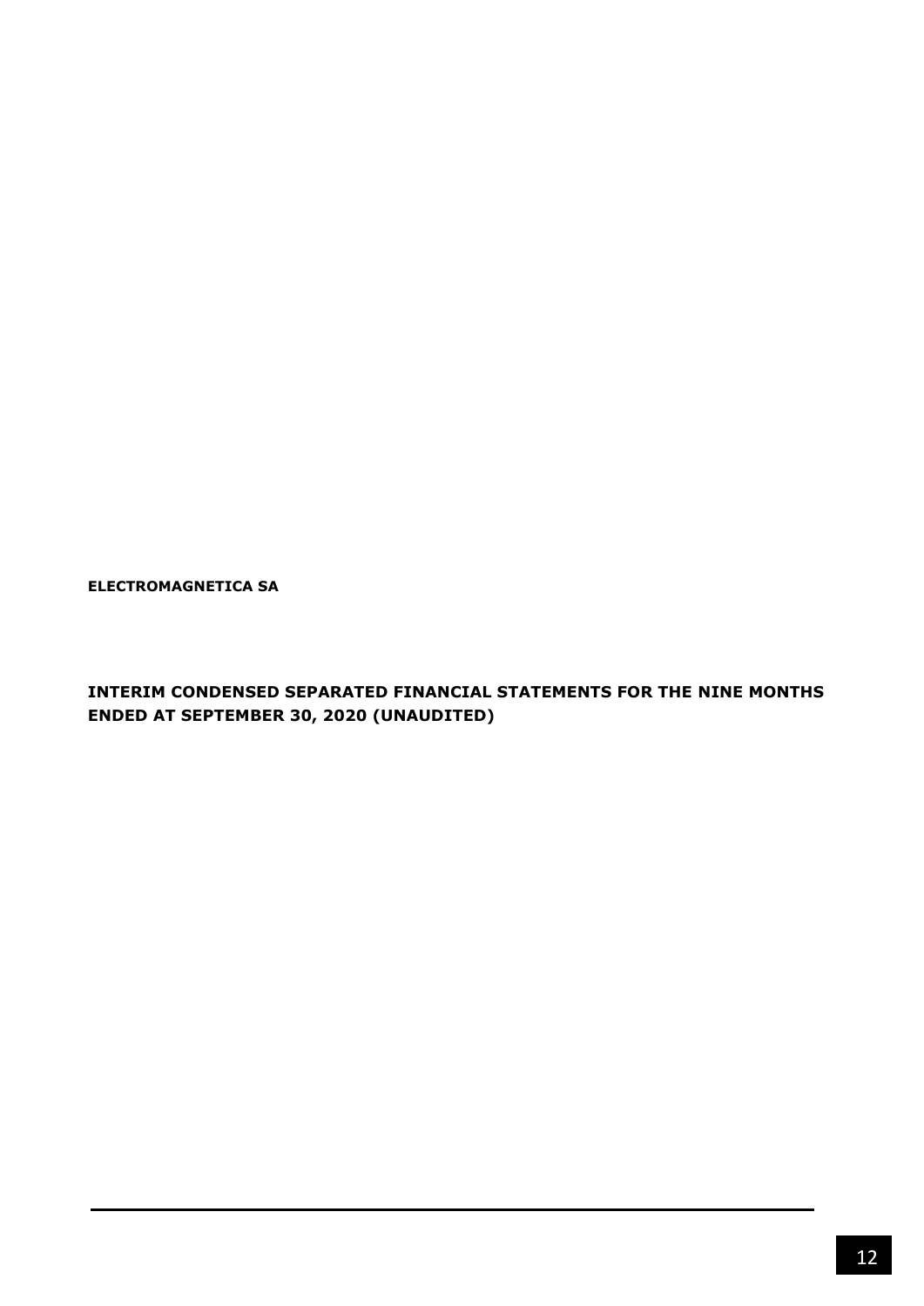**ELECTROMAGNETICA SA**

**INTERIM CONDENSED SEPARATED FINANCIAL STATEMENTS FOR THE NINE MONTHS ENDED AT SEPTEMBER 30, 2020 (UNAUDITED)**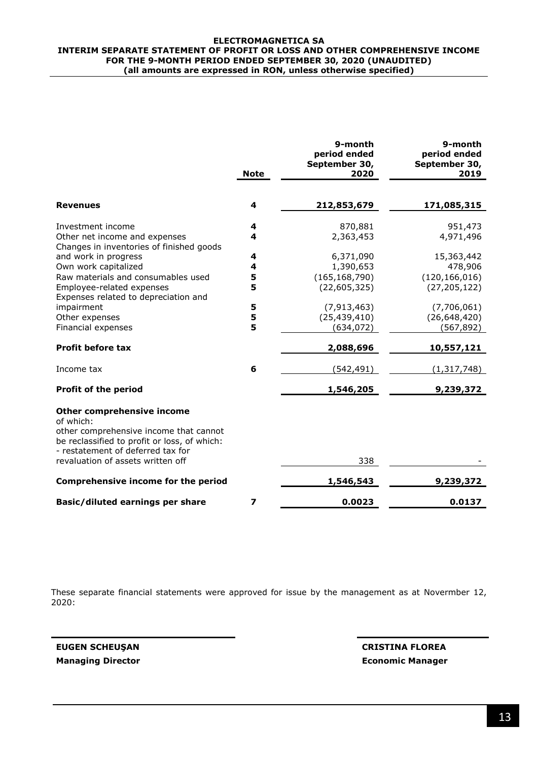**ELECTROMAGNETICA SA**
**INTERIM SEPARATE STATEMENT OF PROFIT OR LOSS AND OTHER COMPREHENSIVE INCOME**
**FOR THE 9-MONTH PERIOD ENDED SEPTEMBER 30, 2020 (UNAUDITED)**
**(all amounts are expressed in RON, unless otherwise specified)**

| | Note | 9-month period ended September 30, 2020 | 9-month period ended September 30, 2019 |
|---|---|---|---|
| **Revenues** | 4 | **212,853,679** | **171,085,315** |
| Investment income | 4 | 870,881 | 951,473 |
| Other net income and expenses | 4 | 2,363,453 | 4,971,496 |
| Changes in inventories of finished goods and work in progress | 4 | 6,371,090 | 15,363,442 |
| Own work capitalized | 4 | 1,390,653 | 478,906 |
| Raw materials and consumables used | 5 | (165,168,790) | (120,166,016) |
| Employee-related expenses | 5 | (22,605,325) | (27,205,122) |
| Expenses related to depreciation and impairment | 5 | (7,913,463) | (7,706,061) |
| Other expenses | 5 | (25,439,410) | (26,648,420) |
| Financial expenses | 5 | (634,072) | (567,892) |
| **Profit before tax** | | **2,088,696** | **10,557,121** |
| Income tax | 6 | (542,491) | (1,317,748) |
| **Profit of the period** | | **1,546,205** | **9,239,372** |
| **Other comprehensive income** of which: other comprehensive income that cannot be reclassified to profit or loss, of which: - restatement of deferred tax for revaluation of assets written off | | 338 | - |
| **Comprehensive income for the period** | | **1,546,543** | **9,239,372** |
| **Basic/diluted earnings per share** | 7 | **0.0023** | **0.0137** |

These separate financial statements were approved for issue by the management as at Novermber 12, 2020:

**EUGEN SCHEUŞAN**
**Managing Director**

**CRISTINA FLOREA**
**Economic Manager**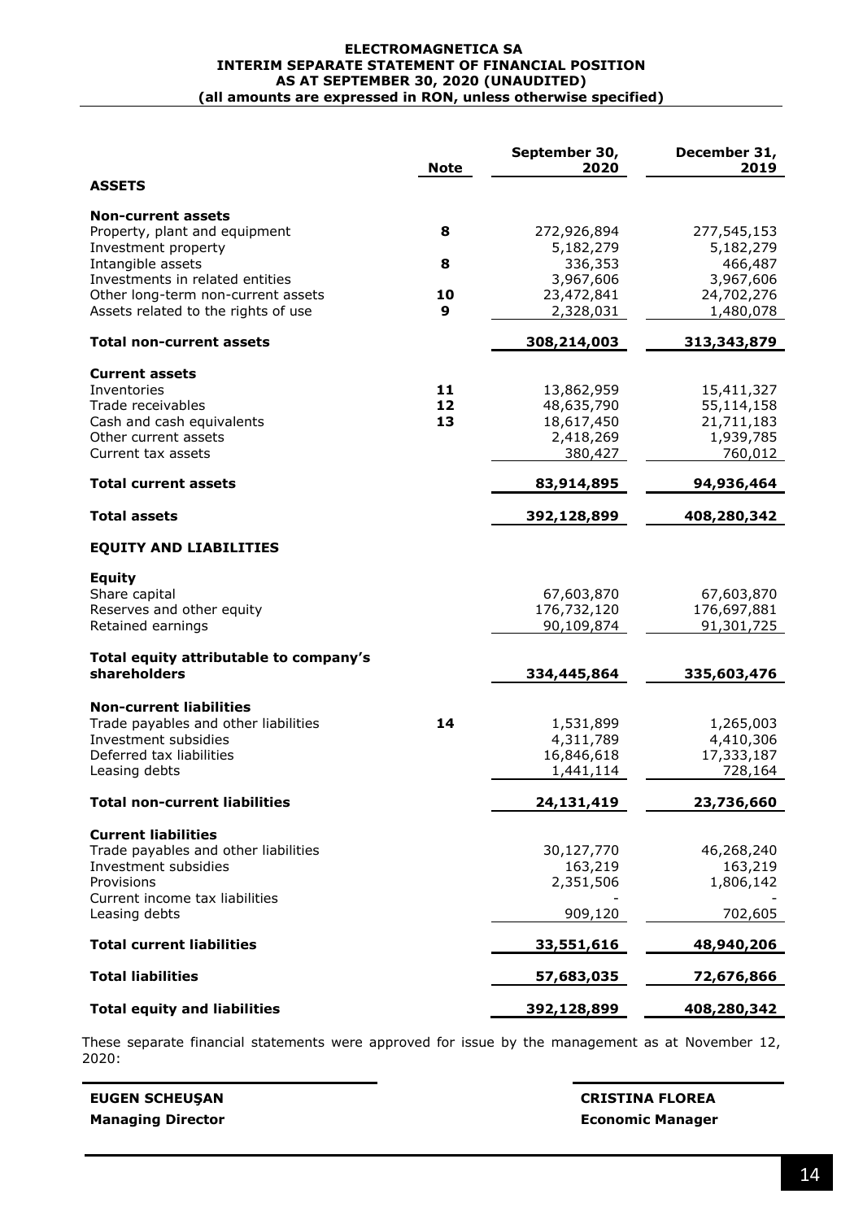**ELECTROMAGNETICA SA**
**INTERIM SEPARATE STATEMENT OF FINANCIAL POSITION**
**AS AT SEPTEMBER 30, 2020 (UNAUDITED)**
**(all amounts are expressed in RON, unless otherwise specified)**

| | Note | September 30, 2020 | December 31, 2019 |
|---|---|---|---|
| **ASSETS** | | | |
| **Non-current assets** | | | |
| Property, plant and equipment | 8 | 272,926,894 | 277,545,153 |
| Investment property | | 5,182,279 | 5,182,279 |
| Intangible assets | 8 | 336,353 | 466,487 |
| Investments in related entities | | 3,967,606 | 3,967,606 |
| Other long-term non-current assets | 10 | 23,472,841 | 24,702,276 |
| Assets related to the rights of use | 9 | 2,328,031 | 1,480,078 |
| **Total non-current assets** | | **308,214,003** | **313,343,879** |
| **Current assets** | | | |
| Inventories | 11 | 13,862,959 | 15,411,327 |
| Trade receivables | 12 | 48,635,790 | 55,114,158 |
| Cash and cash equivalents | 13 | 18,617,450 | 21,711,183 |
| Other current assets | | 2,418,269 | 1,939,785 |
| Current tax assets | | 380,427 | 760,012 |
| **Total current assets** | | **83,914,895** | **94,936,464** |
| **Total assets** | | **392,128,899** | **408,280,342** |
| **EQUITY AND LIABILITIES** | | | |
| **Equity** | | | |
| Share capital | | 67,603,870 | 67,603,870 |
| Reserves and other equity | | 176,732,120 | 176,697,881 |
| Retained earnings | | 90,109,874 | 91,301,725 |
| **Total equity attributable to company's shareholders** | | **334,445,864** | **335,603,476** |
| **Non-current liabilities** | | | |
| Trade payables and other liabilities | 14 | 1,531,899 | 1,265,003 |
| Investment subsidies | | 4,311,789 | 4,410,306 |
| Deferred tax liabilities | | 16,846,618 | 17,333,187 |
| Leasing debts | | 1,441,114 | 728,164 |
| **Total non-current liabilities** | | **24,131,419** | **23,736,660** |
| **Current liabilities** | | | |
| Trade payables and other liabilities | | 30,127,770 | 46,268,240 |
| Investment subsidies | | 163,219 | 163,219 |
| Provisions | | 2,351,506 | 1,806,142 |
| Current income tax liabilities | | - | - |
| Leasing debts | | 909,120 | 702,605 |
| **Total current liabilities** | | **33,551,616** | **48,940,206** |
| **Total liabilities** | | **57,683,035** | **72,676,866** |
| **Total equity and liabilities** | | **392,128,899** | **408,280,342** |

These separate financial statements were approved for issue by the management as at November 12, 2020:

| | |
|---|---|
| **EUGEN SCHEUŞAN** | **CRISTINA FLOREA** |
| **Managing Director** | **Economic Manager** |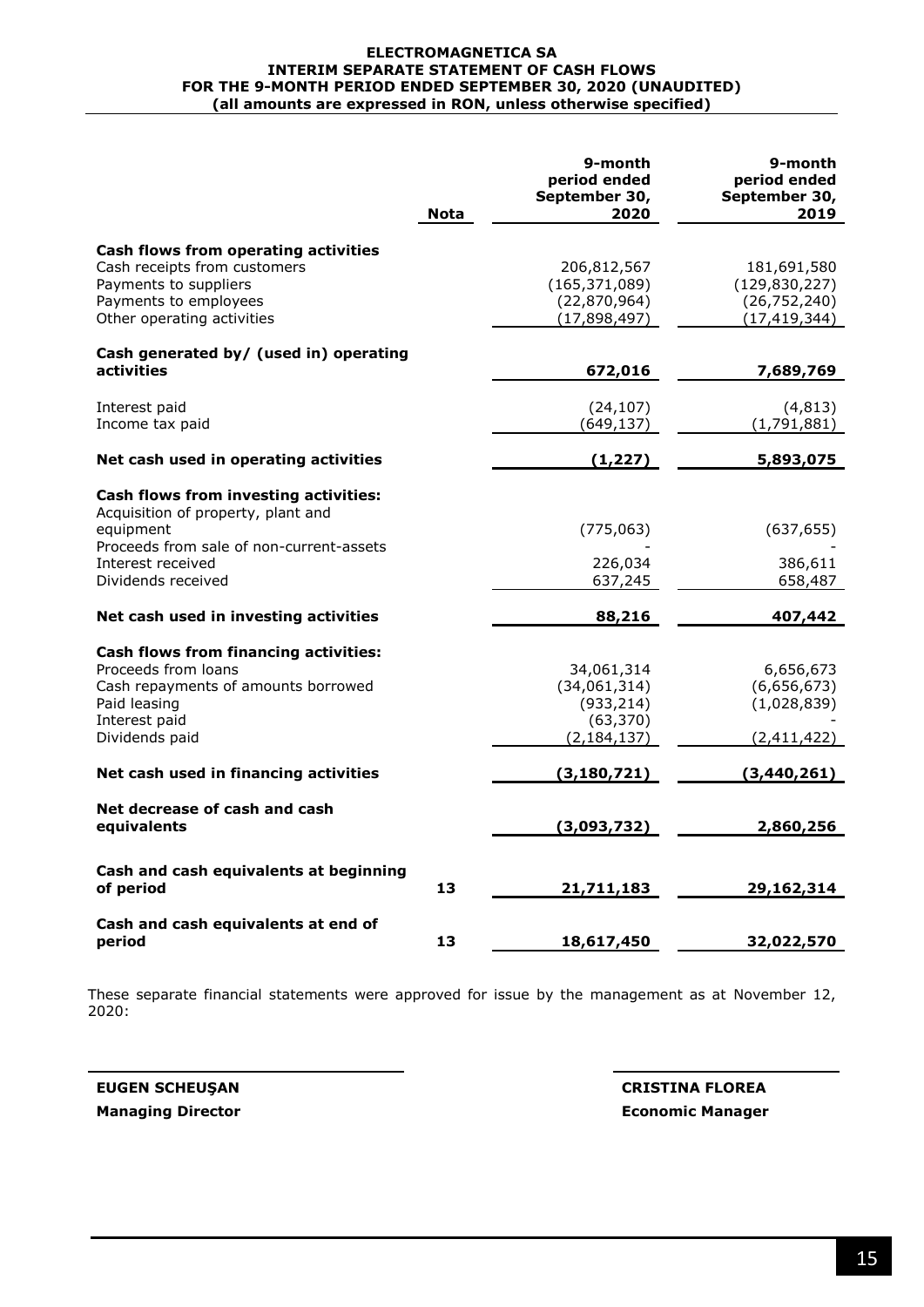**ELECTROMAGNETICA SA**
**INTERIM SEPARATE STATEMENT OF CASH FLOWS**
**FOR THE 9-MONTH PERIOD ENDED SEPTEMBER 30, 2020 (UNAUDITED)**
**(all amounts are expressed in RON, unless otherwise specified)**

| | Nota | 9-month period ended September 30, 2020 | 9-month period ended September 30, 2019 |
|---|---|---|---|
| **Cash flows from operating activities** | | | |
| Cash receipts from customers | | 206,812,567 | 181,691,580 |
| Payments to suppliers | | (165,371,089) | (129,830,227) |
| Payments to employees | | (22,870,964) | (26,752,240) |
| Other operating activities | | (17,898,497) | (17,419,344) |
| **Cash generated by/ (used in) operating activities** | | **672,016** | **7,689,769** |
| Interest paid | | (24,107) | (4,813) |
| Income tax paid | | (649,137) | (1,791,881) |
| **Net cash used in operating activities** | | **(1,227)** | **5,893,075** |
| **Cash flows from investing activities:** | | | |
| Acquisition of property, plant and equipment | | (775,063) | (637,655) |
| Proceeds from sale of non-current-assets | | - | - |
| Interest received | | 226,034 | 386,611 |
| Dividends received | | 637,245 | 658,487 |
| **Net cash used in investing activities** | | **88,216** | **407,442** |
| **Cash flows from financing activities:** | | | |
| Proceeds from loans | | 34,061,314 | 6,656,673 |
| Cash repayments of amounts borrowed | | (34,061,314) | (6,656,673) |
| Paid leasing | | (933,214) | (1,028,839) |
| Interest paid | | (63,370) | - |
| Dividends paid | | (2,184,137) | (2,411,422) |
| **Net cash used in financing activities** | | **(3,180,721)** | **(3,440,261)** |
| **Net decrease of cash and cash equivalents** | | **(3,093,732)** | **2,860,256** |
| **Cash and cash equivalents at beginning of period** | **13** | **21,711,183** | **29,162,314** |
| **Cash and cash equivalents at end of period** | **13** | **18,617,450** | **32,022,570** |

These separate financial statements were approved for issue by the management as at November 12, 2020:

**EUGEN SCHEUŞAN**
**Managing Director**

**CRISTINA FLOREA**
**Economic Manager**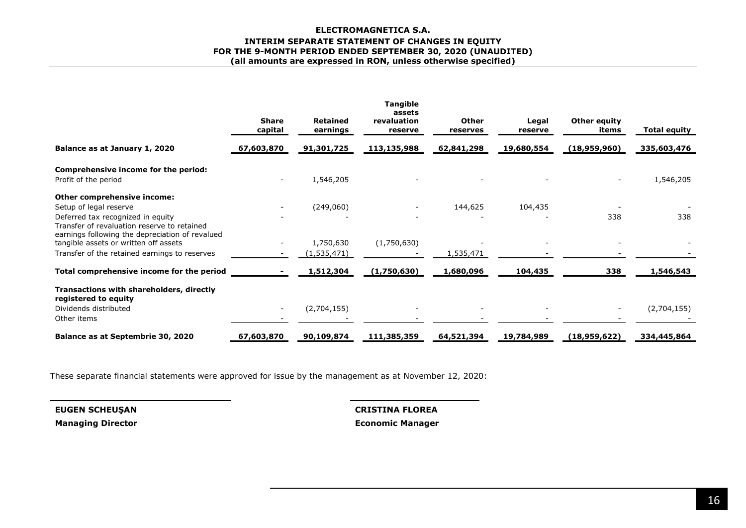**ELECTROMAGNETICA S.A.**
**INTERIM SEPARATE STATEMENT OF CHANGES IN EQUITY**
**FOR THE 9-MONTH PERIOD ENDED SEPTEMBER 30, 2020 (UNAUDITED)**
**(all amounts are expressed in RON, unless otherwise specified)**

| | Share capital | Retained earnings | Tangible assets revaluation reserve | Other reserves | Legal reserve | Other equity items | Total equity |
|---|---|---|---|---|---|---|---|
| **Balance as at January 1, 2020** | 67,603,870 | 91,301,725 | 113,135,988 | 62,841,298 | 19,680,554 | (18,959,960) | 335,603,476 |
| **Comprehensive income for the period:** | | | | | | | |
| Profit of the period | - | 1,546,205 | - | - | - | - | 1,546,205 |
| **Other comprehensive income:** | | | | | | | |
| Setup of legal reserve | - | (249,060) | - | 144,625 | 104,435 | - | - |
| Deferred tax recognized in equity | - | - | - | - | - | 338 | 338 |
| Transfer of revaluation reserve to retained earnings following the depreciation of revalued tangible assets or written off assets | - | 1,750,630 | (1,750,630) | - | - | - | - |
| Transfer of the retained earnings to reserves | - | (1,535,471) | - | 1,535,471 | - | - | - |
| **Total comprehensive income for the period** | - | 1,512,304 | (1,750,630) | 1,680,096 | 104,435 | 338 | 1,546,543 |
| **Transactions with shareholders, directly registered to equity** | | | | | | | |
| Dividends distributed | - | (2,704,155) | - | - | - | - | (2,704,155) |
| Other items | - | - | - | - | - | - | - |
| **Balance as at Septembrie 30, 2020** | 67,603,870 | 90,109,874 | 111,385,359 | 64,521,394 | 19,784,989 | (18,959,622) | 334,445,864 |

These separate financial statements were approved for issue by the management as at November 12, 2020:

**EUGEN SCHEUŞAN**
**Managing Director**

**CRISTINA FLOREA**
**Economic Manager**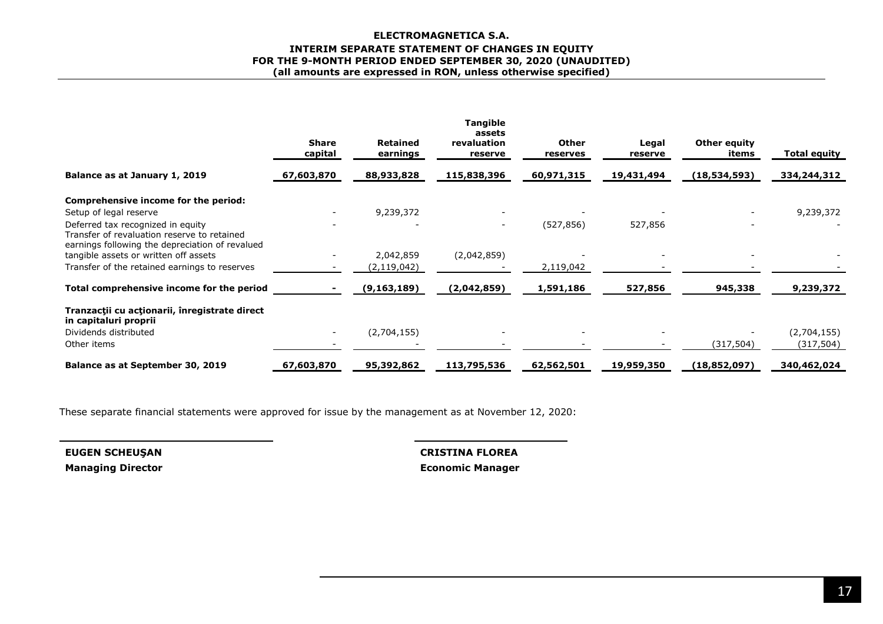# ELECTROMAGNETICA S.A.

## INTERIM SEPARATE STATEMENT OF CHANGES IN EQUITY
## FOR THE 9-MONTH PERIOD ENDED SEPTEMBER 30, 2020 (UNAUDITED)
## (all amounts are expressed in RON, unless otherwise specified)

| | Share capital | Retained earnings | Tangible assets revaluation reserve | Other reserves | Legal reserve | Other equity items | Total equity |
|---|---|---|---|---|---|---|---|
| **Balance as at January 1, 2019** | **67,603,870** | **88,933,828** | **115,838,396** | **60,971,315** | **19,431,494** | **(18,534,593)** | **334,244,312** |
| **Comprehensive income for the period:** | | | | | | | |
| Setup of legal reserve | - | 9,239,372 | - | - | - | - | 9,239,372 |
| Deferred tax recognized in equity | - | - | - | (527,856) | 527,856 | - | - |
| Transfer of revaluation reserve to retained earnings following the depreciation of revalued tangible assets or written off assets | - | 2,042,859 | (2,042,859) | - | - | - | - |
| Transfer of the retained earnings to reserves | - | (2,119,042) | - | 2,119,042 | - | - | - |
| **Total comprehensive income for the period** | **-** | **(9,163,189)** | **(2,042,859)** | **1,591,186** | **527,856** | **945,338** | **9,239,372** |
| **Tranzacţii cu acţionarii, înregistrate direct in capitaluri proprii** | | | | | | | |
| Dividends distributed | - | (2,704,155) | - | - | - | - | (2,704,155) |
| Other items | - | - | - | - | - | (317,504) | (317,504) |
| **Balance as at September 30, 2019** | **67,603,870** | **95,392,862** | **113,795,536** | **62,562,501** | **19,959,350** | **(18,852,097)** | **340,462,024** |

These separate financial statements were approved for issue by the management as at November 12, 2020:

**EUGEN SCHEUŞAN**
**Managing Director**

**CRISTINA FLOREA**
**Economic Manager**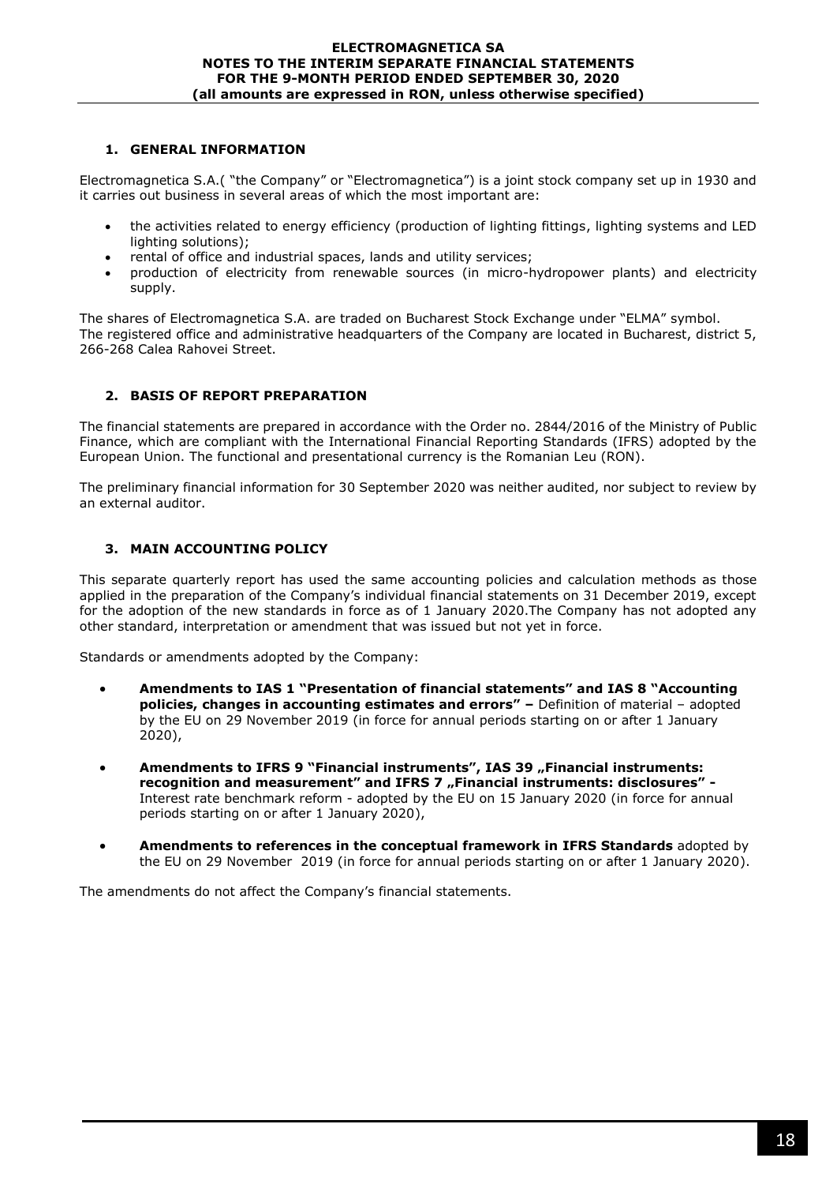## 1. GENERAL INFORMATION

Electromagnetica S.A.( "the Company" or "Electromagnetica") is a joint stock company set up in 1930 and it carries out business in several areas of which the most important are:

- the activities related to energy efficiency (production of lighting fittings, lighting systems and LED lighting solutions);
- rental of office and industrial spaces, lands and utility services;
- production of electricity from renewable sources (in micro-hydropower plants) and electricity supply.

The shares of Electromagnetica S.A. are traded on Bucharest Stock Exchange under "ELMA" symbol.
The registered office and administrative headquarters of the Company are located in Bucharest, district 5, 266-268 Calea Rahovei Street.

## 2. BASIS OF REPORT PREPARATION

The financial statements are prepared in accordance with the Order no. 2844/2016 of the Ministry of Public Finance, which are compliant with the International Financial Reporting Standards (IFRS) adopted by the European Union. The functional and presentational currency is the Romanian Leu (RON).

The preliminary financial information for 30 September 2020 was neither audited, nor subject to review by an external auditor.

## 3. MAIN ACCOUNTING POLICY

This separate quarterly report has used the same accounting policies and calculation methods as those applied in the preparation of the Company's individual financial statements on 31 December 2019, except for the adoption of the new standards in force as of 1 January 2020.The Company has not adopted any other standard, interpretation or amendment that was issued but not yet in force.

Standards or amendments adopted by the Company:

- **Amendments to IAS 1 "Presentation of financial statements" and IAS 8 "Accounting policies, changes in accounting estimates and errors" –** Definition of material – adopted by the EU on 29 November 2019 (in force for annual periods starting on or after 1 January 2020),

- **Amendments to IFRS 9 "Financial instruments", IAS 39 „Financial instruments: recognition and measurement" and IFRS 7 „Financial instruments: disclosures" -** Interest rate benchmark reform - adopted by the EU on 15 January 2020 (in force for annual periods starting on or after 1 January 2020),

- **Amendments to references in the conceptual framework in IFRS Standards** adopted by the EU on 29 November 2019 (in force for annual periods starting on or after 1 January 2020).

The amendments do not affect the Company's financial statements.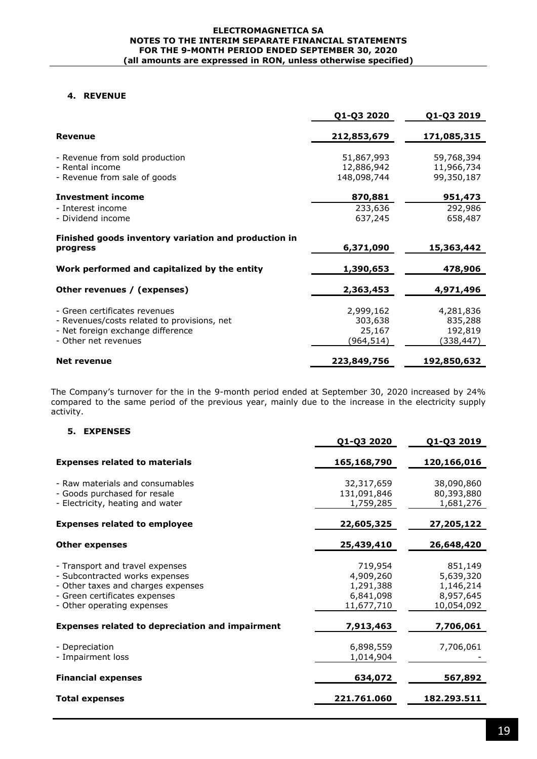## 4. REVENUE

| | Q1-Q3 2020 | Q1-Q3 2019 |
|---|---|---|
| **Revenue** | **212,853,679** | **171,085,315** |
| - Revenue from sold production | 51,867,993 | 59,768,394 |
| - Rental income | 12,886,942 | 11,966,734 |
| - Revenue from sale of goods | 148,098,744 | 99,350,187 |
| **Investment income** | **870,881** | **951,473** |
| - Interest income | 233,636 | 292,986 |
| - Dividend income | 637,245 | 658,487 |
| **Finished goods inventory variation and production in progress** | **6,371,090** | **15,363,442** |
| **Work performed and capitalized by the entity** | **1,390,653** | **478,906** |
| **Other revenues / (expenses)** | **2,363,453** | **4,971,496** |
| - Green certificates revenues | 2,999,162 | 4,281,836 |
| - Revenues/costs related to provisions, net | 303,638 | 835,288 |
| - Net foreign exchange difference | 25,167 | 192,819 |
| - Other net revenues | (964,514) | (338,447) |
| **Net revenue** | **223,849,756** | **192,850,632** |

The Company's turnover for the in the 9-month period ended at September 30, 2020 increased by 24% compared to the same period of the previous year, mainly due to the increase in the electricity supply activity.

## 5. EXPENSES

| | Q1-Q3 2020 | Q1-Q3 2019 |
|---|---|---|
| **Expenses related to materials** | **165,168,790** | **120,166,016** |
| - Raw materials and consumables | 32,317,659 | 38,090,860 |
| - Goods purchased for resale | 131,091,846 | 80,393,880 |
| - Electricity, heating and water | 1,759,285 | 1,681,276 |
| **Expenses related to employee** | **22,605,325** | **27,205,122** |
| **Other expenses** | **25,439,410** | **26,648,420** |
| - Transport and travel expenses | 719,954 | 851,149 |
| - Subcontracted works expenses | 4,909,260 | 5,639,320 |
| - Other taxes and charges expenses | 1,291,388 | 1,146,214 |
| - Green certificates expenses | 6,841,098 | 8,957,645 |
| - Other operating expenses | 11,677,710 | 10,054,092 |
| **Expenses related to depreciation and impairment** | **7,913,463** | **7,706,061** |
| - Depreciation | 6,898,559 | 7,706,061 |
| - Impairment loss | 1,014,904 | - |
| **Financial expenses** | **634,072** | **567,892** |
| **Total expenses** | **221.761.060** | **182.293.511** |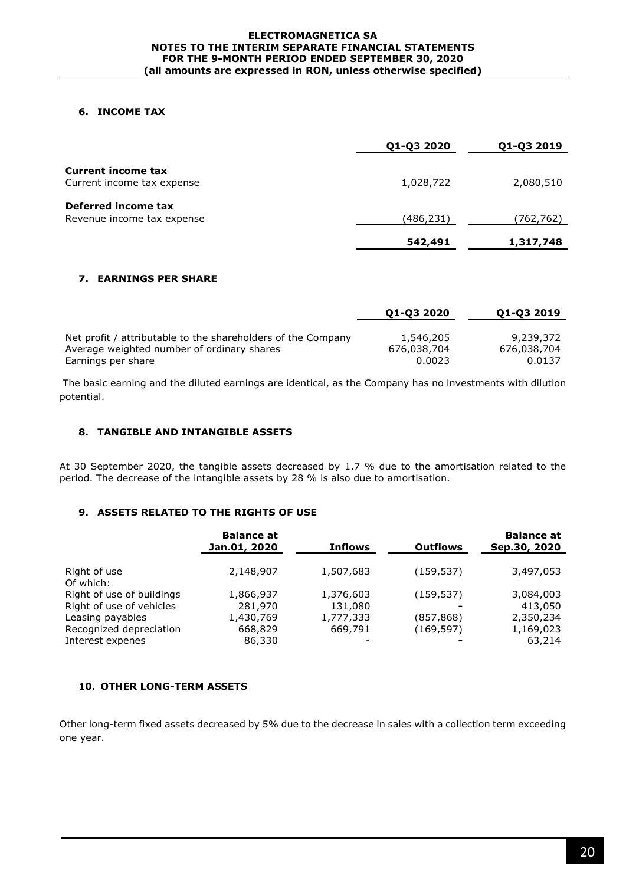## 6. INCOME TAX

| | Q1-Q3 2020 | Q1-Q3 2019 |
|---|---|---|
| **Current income tax** | | |
| Current income tax expense | 1,028,722 | 2,080,510 |
| **Deferred income tax** | | |
| Revenue income tax expense | (486,231) | (762,762) |
| | **542,491** | **1,317,748** |

## 7. EARNINGS PER SHARE

| | Q1-Q3 2020 | Q1-Q3 2019 |
|---|---|---|
| Net profit / attributable to the shareholders of the Company | 1,546,205 | 9,239,372 |
| Average weighted number of ordinary shares | 676,038,704 | 676,038,704 |
| Earnings per share | 0.0023 | 0.0137 |

The basic earning and the diluted earnings are identical, as the Company has no investments with dilution potential.

## 8. TANGIBLE AND INTANGIBLE ASSETS

At 30 September 2020, the tangible assets decreased by 1.7 % due to the amortisation related to the period. The decrease of the intangible assets by 28 % is also due to amortisation.

## 9. ASSETS RELATED TO THE RIGHTS OF USE

| | Balance at Jan.01, 2020 | Inflows | Outflows | Balance at Sep.30, 2020 |
|---|---|---|---|---|
| Right of use | 2,148,907 | 1,507,683 | (159,537) | 3,497,053 |
| Of which: | | | | |
| Right of use of buildings | 1,866,937 | 1,376,603 | (159,537) | 3,084,003 |
| Right of use of vehicles | 281,970 | 131,080 | - | 413,050 |
| Leasing payables | 1,430,769 | 1,777,333 | (857,868) | 2,350,234 |
| Recognized depreciation | 668,829 | 669,791 | (169,597) | 1,169,023 |
| Interest expenes | 86,330 | - | - | 63,214 |

## 10. OTHER LONG-TERM ASSETS

Other long-term fixed assets decreased by 5% due to the decrease in sales with a collection term exceeding one year.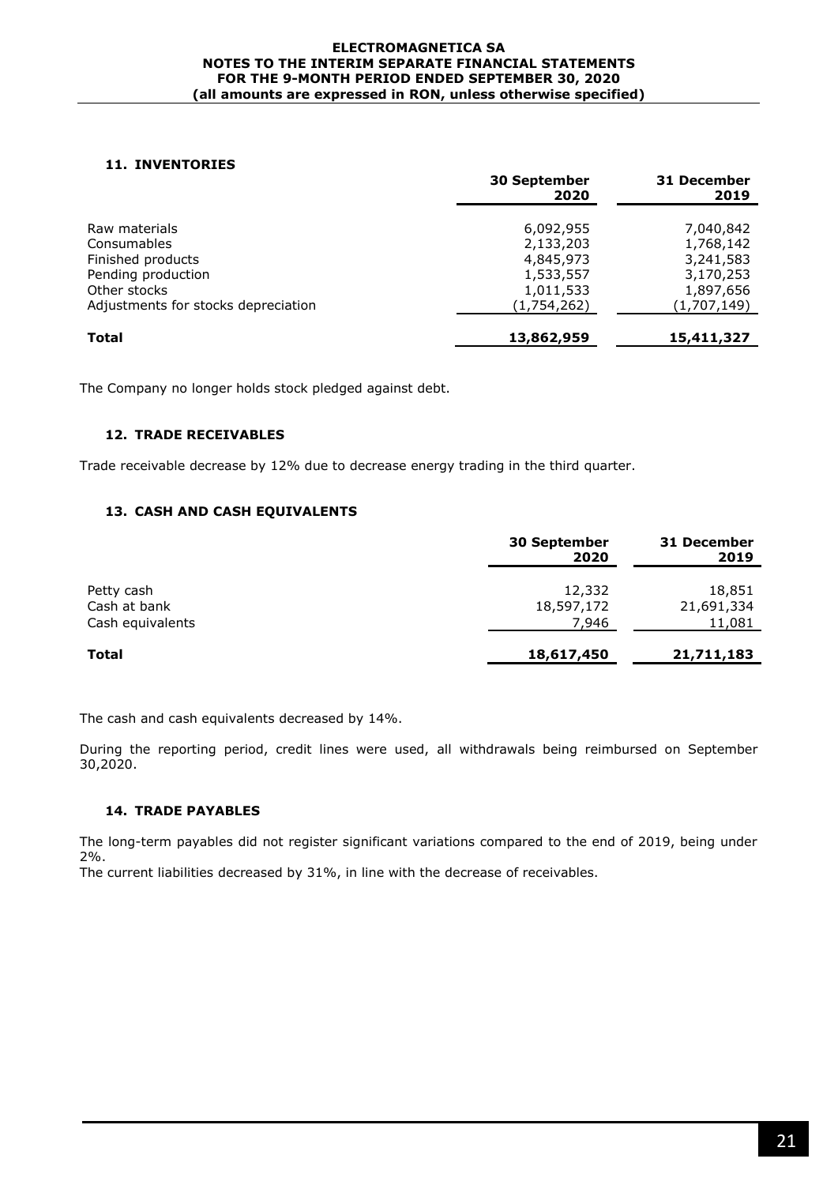## 11. INVENTORIES

| | 30 September 2020 | 31 December 2019 |
|---|---|---|
| Raw materials | 6,092,955 | 7,040,842 |
| Consumables | 2,133,203 | 1,768,142 |
| Finished products | 4,845,973 | 3,241,583 |
| Pending production | 1,533,557 | 3,170,253 |
| Other stocks | 1,011,533 | 1,897,656 |
| Adjustments for stocks depreciation | (1,754,262) | (1,707,149) |
| **Total** | **13,862,959** | **15,411,327** |

The Company no longer holds stock pledged against debt.

## 12. TRADE RECEIVABLES

Trade receivable decrease by 12% due to decrease energy trading in the third quarter.

## 13. CASH AND CASH EQUIVALENTS

| | 30 September 2020 | 31 December 2019 |
|---|---|---|
| Petty cash | 12,332 | 18,851 |
| Cash at bank | 18,597,172 | 21,691,334 |
| Cash equivalents | 7,946 | 11,081 |
| **Total** | **18,617,450** | **21,711,183** |

The cash and cash equivalents decreased by 14%.

During the reporting period, credit lines were used, all withdrawals being reimbursed on September 30,2020.

## 14. TRADE PAYABLES

The long-term payables did not register significant variations compared to the end of 2019, being under 2%.
The current liabilities decreased by 31%, in line with the decrease of receivables.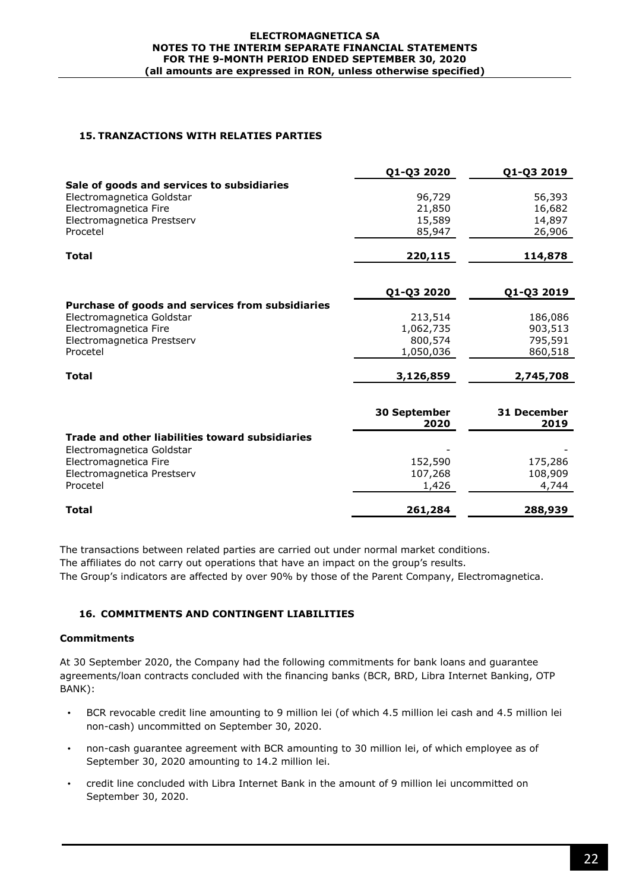## 15. TRANZACTIONS WITH RELATIES PARTIES

| | Q1-Q3 2020 | Q1-Q3 2019 |
|---|---|---|
| **Sale of goods and services to subsidiaries** | | |
| Electromagnetica Goldstar | 96,729 | 56,393 |
| Electromagnetica Fire | 21,850 | 16,682 |
| Electromagnetica Prestserv | 15,589 | 14,897 |
| Procetel | 85,947 | 26,906 |
| **Total** | **220,115** | **114,878** |

| | Q1-Q3 2020 | Q1-Q3 2019 |
|---|---|---|
| **Purchase of goods and services from subsidiaries** | | |
| Electromagnetica Goldstar | 213,514 | 186,086 |
| Electromagnetica Fire | 1,062,735 | 903,513 |
| Electromagnetica Prestserv | 800,574 | 795,591 |
| Procetel | 1,050,036 | 860,518 |
| **Total** | **3,126,859** | **2,745,708** |

| | 30 September 2020 | 31 December 2019 |
|---|---|---|
| **Trade and other liabilities toward subsidiaries** | | |
| Electromagnetica Goldstar | - | - |
| Electromagnetica Fire | 152,590 | 175,286 |
| Electromagnetica Prestserv | 107,268 | 108,909 |
| Procetel | 1,426 | 4,744 |
| **Total** | **261,284** | **288,939** |

The transactions between related parties are carried out under normal market conditions.
The affiliates do not carry out operations that have an impact on the group's results.
The Group's indicators are affected by over 90% by those of the Parent Company, Electromagnetica.

## 16. COMMITMENTS AND CONTINGENT LIABILITIES

### Commitments

At 30 September 2020, the Company had the following commitments for bank loans and guarantee agreements/loan contracts concluded with the financing banks (BCR, BRD, Libra Internet Banking, OTP BANK):

- BCR revocable credit line amounting to 9 million lei (of which 4.5 million lei cash and 4.5 million lei non-cash) uncommitted on September 30, 2020.
- non-cash guarantee agreement with BCR amounting to 30 million lei, of which employee as of September 30, 2020 amounting to 14.2 million lei.
- credit line concluded with Libra Internet Bank in the amount of 9 million lei uncommitted on September 30, 2020.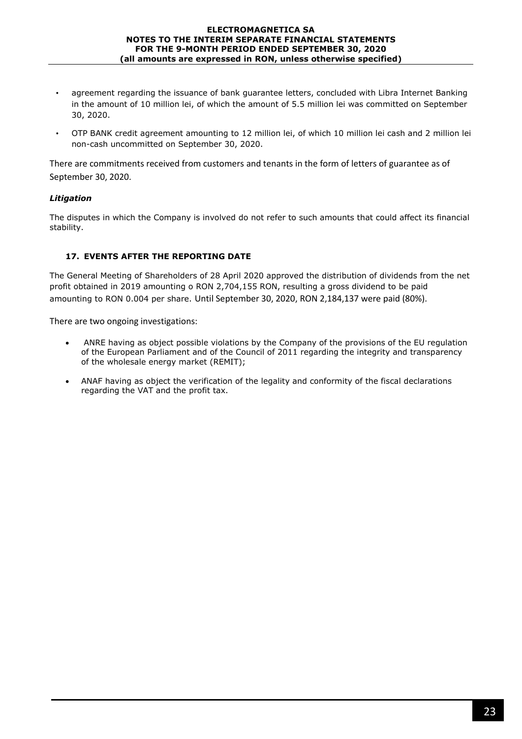- agreement regarding the issuance of bank guarantee letters, concluded with Libra Internet Banking in the amount of 10 million lei, of which the amount of 5.5 million lei was committed on September 30, 2020.
- OTP BANK credit agreement amounting to 12 million lei, of which 10 million lei cash and 2 million lei non-cash uncommitted on September 30, 2020.

There are commitments received from customers and tenants in the form of letters of guarantee as of September 30, 2020.

***Litigation***

The disputes in which the Company is involved do not refer to such amounts that could affect its financial stability.

## 17. EVENTS AFTER THE REPORTING DATE

The General Meeting of Shareholders of 28 April 2020 approved the distribution of dividends from the net profit obtained in 2019 amounting o RON 2,704,155 RON, resulting a gross dividend to be paid amounting to RON 0.004 per share. Until September 30, 2020, RON 2,184,137 were paid (80%).

There are two ongoing investigations:

- ANRE having as object possible violations by the Company of the provisions of the EU regulation of the European Parliament and of the Council of 2011 regarding the integrity and transparency of the wholesale energy market (REMIT);
- ANAF having as object the verification of the legality and conformity of the fiscal declarations regarding the VAT and the profit tax.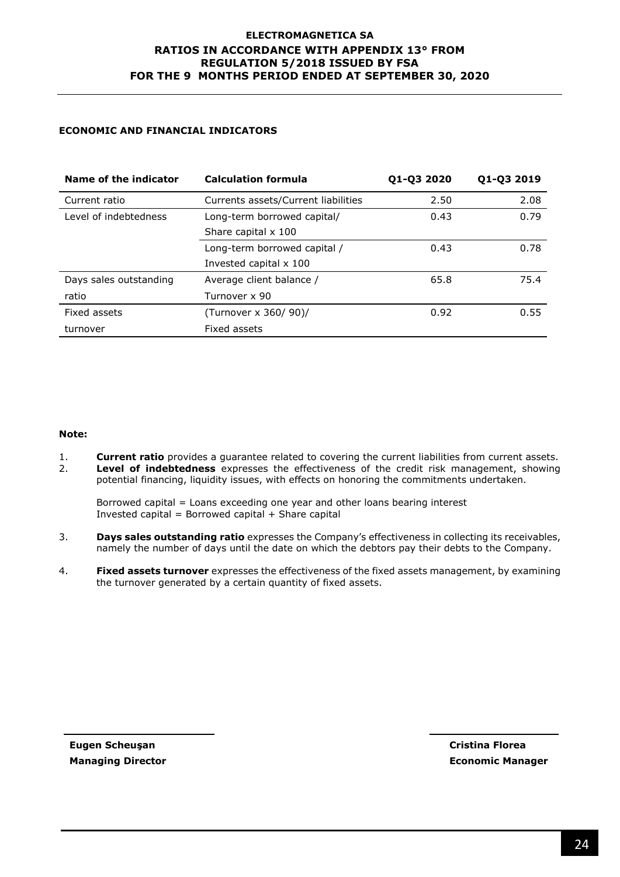# ELECTROMAGNETICA SA
## RATIOS IN ACCORDANCE WITH APPENDIX 13° FROM REGULATION 5/2018 ISSUED BY FSA
## FOR THE 9 MONTHS PERIOD ENDED AT SEPTEMBER 30, 2020

**ECONOMIC AND FINANCIAL INDICATORS**

| Name of the indicator | Calculation formula | Q1-Q3 2020 | Q1-Q3 2019 |
|---|---|---|---|
| Current ratio | Currents assets/Current liabilities | 2.50 | 2.08 |
| Level of indebtedness | Long-term borrowed capital/ Share capital x 100 | 0.43 | 0.79 |
| | Long-term borrowed capital / Invested capital x 100 | 0.43 | 0.78 |
| Days sales outstanding ratio | Average client balance / Turnover x 90 | 65.8 | 75.4 |
| Fixed assets turnover | (Turnover x 360/ 90)/ Fixed assets | 0.92 | 0.55 |

**Note:**

1. **Current ratio** provides a guarantee related to covering the current liabilities from current assets.
2. **Level of indebtedness** expresses the effectiveness of the credit risk management, showing potential financing, liquidity issues, with effects on honoring the commitments undertaken.

   Borrowed capital = Loans exceeding one year and other loans bearing interest
   Invested capital = Borrowed capital + Share capital

3. **Days sales outstanding ratio** expresses the Company's effectiveness in collecting its receivables, namely the number of days until the date on which the debtors pay their debts to the Company.
4. **Fixed assets turnover** expresses the effectiveness of the fixed assets management, by examining the turnover generated by a certain quantity of fixed assets.

**Eugen Scheuşan**
**Managing Director**

**Cristina Florea**
**Economic Manager**